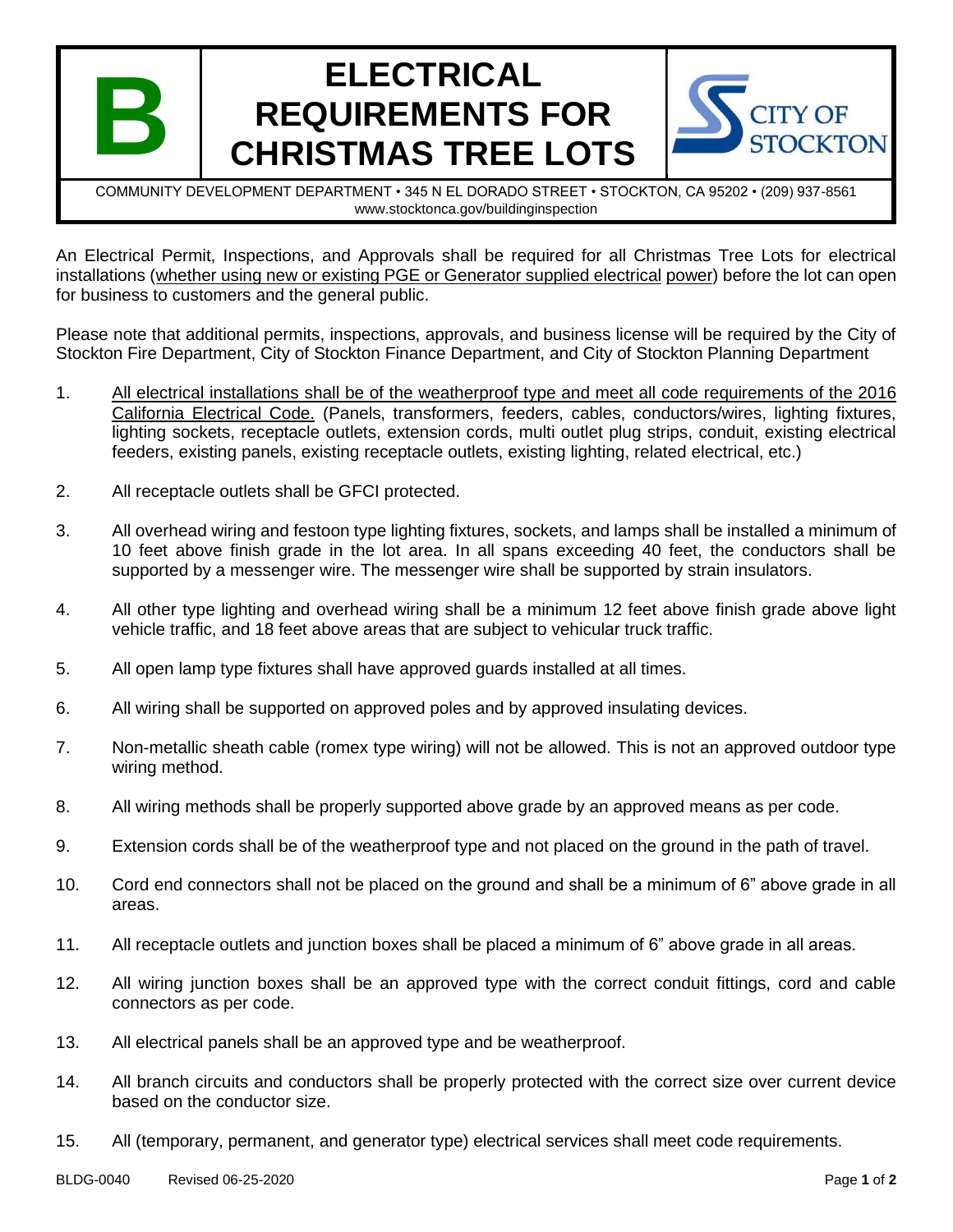# B ELECTRICAL REQUIREMENTS FOR CHRISTMAS TREE LOTS

CITY OF STOCKTON

COMMUNITY DEVELOPMENT DEPARTMENT • 345 N EL DORADO STREET • STOCKTON, CA 95202 • (209) 937-8561
www.stocktonca.gov/buildinginspection

An Electrical Permit, Inspections, and Approvals shall be required for all Christmas Tree Lots for electrical installations (<u>whether using new or existing PGE or Generator supplied electrical power</u>) before the lot can open for business to customers and the general public.

Please note that additional permits, inspections, approvals, and business license will be required by the City of Stockton Fire Department, City of Stockton Finance Department, and City of Stockton Planning Department

1. <u>All electrical installations shall be of the weatherproof type and meet all code requirements of the 2016 California Electrical Code.</u> (Panels, transformers, feeders, cables, conductors/wires, lighting fixtures, lighting sockets, receptacle outlets, extension cords, multi outlet plug strips, conduit, existing electrical feeders, existing panels, existing receptacle outlets, existing lighting, related electrical, etc.)
2. All receptacle outlets shall be GFCI protected.
3. All overhead wiring and festoon type lighting fixtures, sockets, and lamps shall be installed a minimum of 10 feet above finish grade in the lot area. In all spans exceeding 40 feet, the conductors shall be supported by a messenger wire. The messenger wire shall be supported by strain insulators.
4. All other type lighting and overhead wiring shall be a minimum 12 feet above finish grade above light vehicle traffic, and 18 feet above areas that are subject to vehicular truck traffic.
5. All open lamp type fixtures shall have approved guards installed at all times.
6. All wiring shall be supported on approved poles and by approved insulating devices.
7. Non-metallic sheath cable (romex type wiring) will not be allowed. This is not an approved outdoor type wiring method.
8. All wiring methods shall be properly supported above grade by an approved means as per code.
9. Extension cords shall be of the weatherproof type and not placed on the ground in the path of travel.
10. Cord end connectors shall not be placed on the ground and shall be a minimum of 6" above grade in all areas.
11. All receptacle outlets and junction boxes shall be placed a minimum of 6" above grade in all areas.
12. All wiring junction boxes shall be an approved type with the correct conduit fittings, cord and cable connectors as per code.
13. All electrical panels shall be an approved type and be weatherproof.
14. All branch circuits and conductors shall be properly protected with the correct size over current device based on the conductor size.
15. All (temporary, permanent, and generator type) electrical services shall meet code requirements.

BLDG-0040 Revised 06-25-2020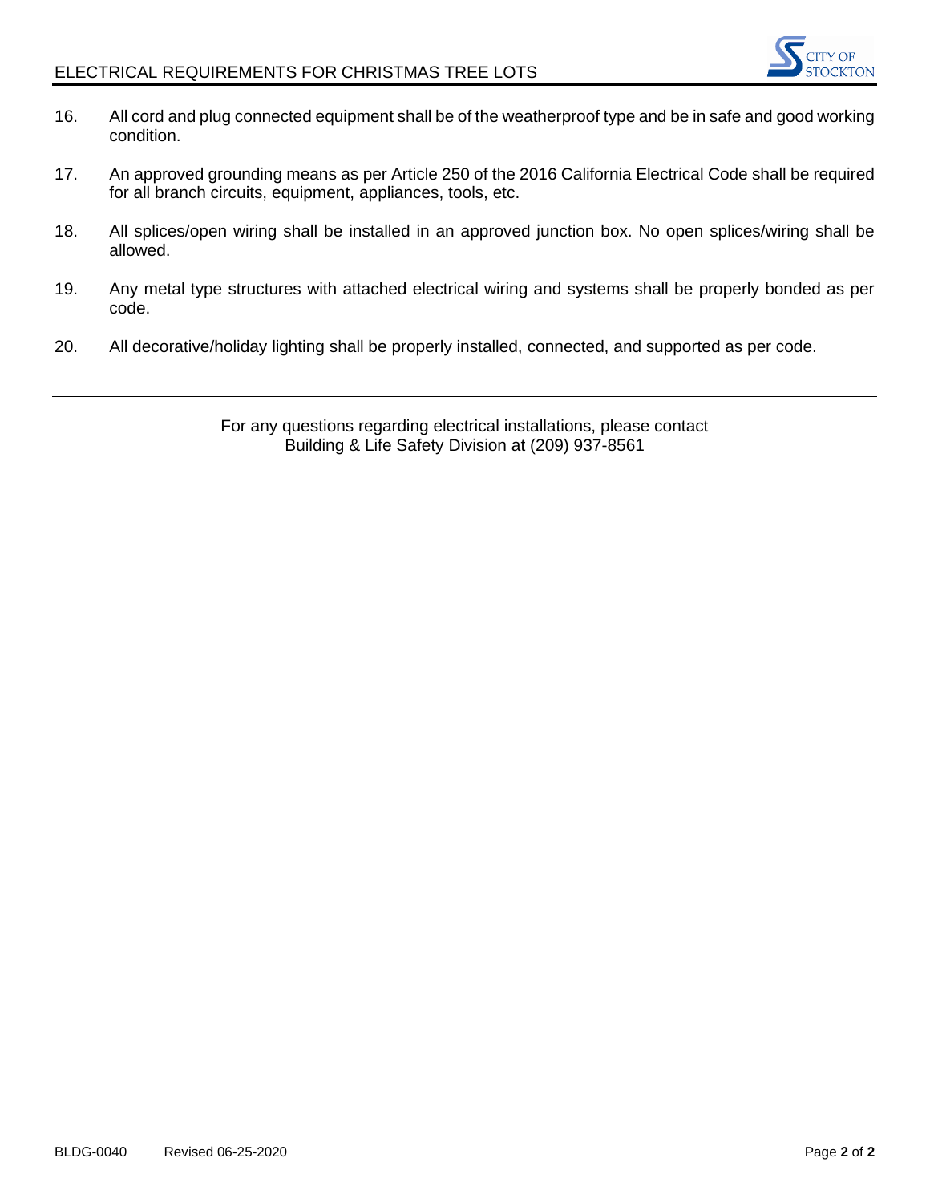16. All cord and plug connected equipment shall be of the weatherproof type and be in safe and good working condition.

17. An approved grounding means as per Article 250 of the 2016 California Electrical Code shall be required for all branch circuits, equipment, appliances, tools, etc.

18. All splices/open wiring shall be installed in an approved junction box. No open splices/wiring shall be allowed.

19. Any metal type structures with attached electrical wiring and systems shall be properly bonded as per code.

20. All decorative/holiday lighting shall be properly installed, connected, and supported as per code.

---

For any questions regarding electrical installations, please contact
Building & Life Safety Division at (209) 937-8561